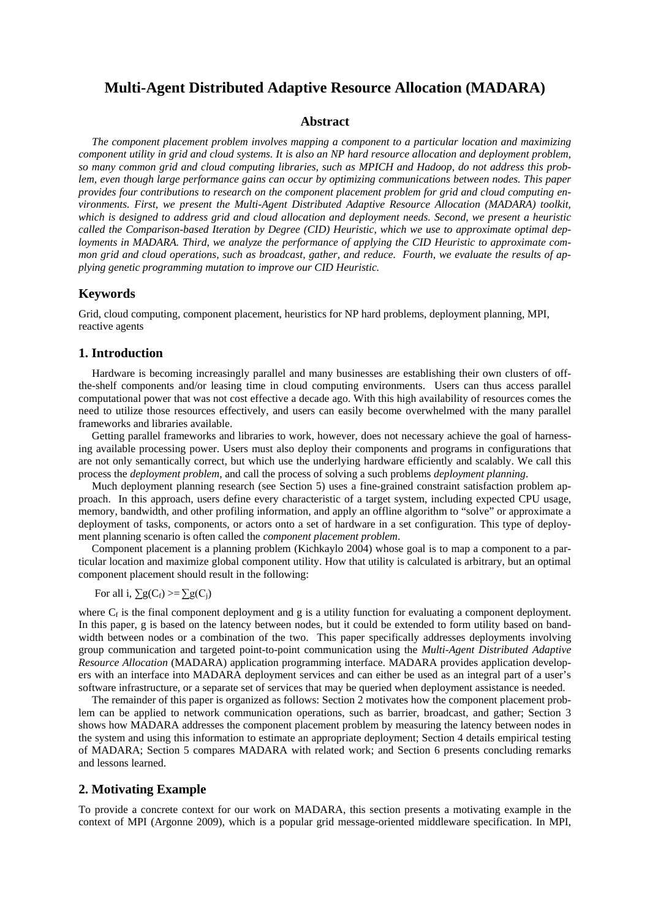# Multi-Agent Distributed Adaptive Resource Allocation (MADARA)

## Abstract

*The component placement problem involves mapping a component to a particular location and maximizing component utility in grid and cloud systems. It is also an NP hard resource allocation and deployment problem, so many common grid and cloud computing libraries, such as MPICH and Hadoop, do not address this problem, even though large performance gains can occur by optimizing communications between nodes. This paper provides four contributions to research on the component placement problem for grid and cloud computing environments. First, we present the Multi-Agent Distributed Adaptive Resource Allocation (MADARA) toolkit, which is designed to address grid and cloud allocation and deployment needs. Second, we present a heuristic called the Comparison-based Iteration by Degree (CID) Heuristic, which we use to approximate optimal deployments in MADARA. Third, we analyze the performance of applying the CID Heuristic to approximate common grid and cloud operations, such as broadcast, gather, and reduce. Fourth, we evaluate the results of applying genetic programming mutation to improve our CID Heuristic.*

## Keywords

Grid, cloud computing, component placement, heuristics for NP hard problems, deployment planning, MPI, reactive agents

## 1. Introduction

Hardware is becoming increasingly parallel and many businesses are establishing their own clusters of off-the-shelf components and/or leasing time in cloud computing environments. Users can thus access parallel computational power that was not cost effective a decade ago. With this high availability of resources comes the need to utilize those resources effectively, and users can easily become overwhelmed with the many parallel frameworks and libraries available.

Getting parallel frameworks and libraries to work, however, does not necessary achieve the goal of harnessing available processing power. Users must also deploy their components and programs in configurations that are not only semantically correct, but which use the underlying hardware efficiently and scalably. We call this process the *deployment problem*, and call the process of solving a such problems *deployment planning*.

Much deployment planning research (see Section 5) uses a fine-grained constraint satisfaction problem approach. In this approach, users define every characteristic of a target system, including expected CPU usage, memory, bandwidth, and other profiling information, and apply an offline algorithm to "solve" or approximate a deployment of tasks, components, or actors onto a set of hardware in a set configuration. This type of deployment planning scenario is often called the *component placement problem*.

Component placement is a planning problem (Kichkaylo 2004) whose goal is to map a component to a particular location and maximize global component utility. How that utility is calculated is arbitrary, but an optimal component placement should result in the following:

For all i, $\sum g(C_f) >= \sum g(C_i)$

where $C_f$ is the final component deployment and g is a utility function for evaluating a component deployment. In this paper, g is based on the latency between nodes, but it could be extended to form utility based on bandwidth between nodes or a combination of the two. This paper specifically addresses deployments involving group communication and targeted point-to-point communication using the *Multi-Agent Distributed Adaptive Resource Allocation* (MADARA) application programming interface. MADARA provides application developers with an interface into MADARA deployment services and can either be used as an integral part of a user's software infrastructure, or a separate set of services that may be queried when deployment assistance is needed.

The remainder of this paper is organized as follows: Section 2 motivates how the component placement problem can be applied to network communication operations, such as barrier, broadcast, and gather; Section 3 shows how MADARA addresses the component placement problem by measuring the latency between nodes in the system and using this information to estimate an appropriate deployment; Section 4 details empirical testing of MADARA; Section 5 compares MADARA with related work; and Section 6 presents concluding remarks and lessons learned.

## 2. Motivating Example

To provide a concrete context for our work on MADARA, this section presents a motivating example in the context of MPI (Argonne 2009), which is a popular grid message-oriented middleware specification. In MPI,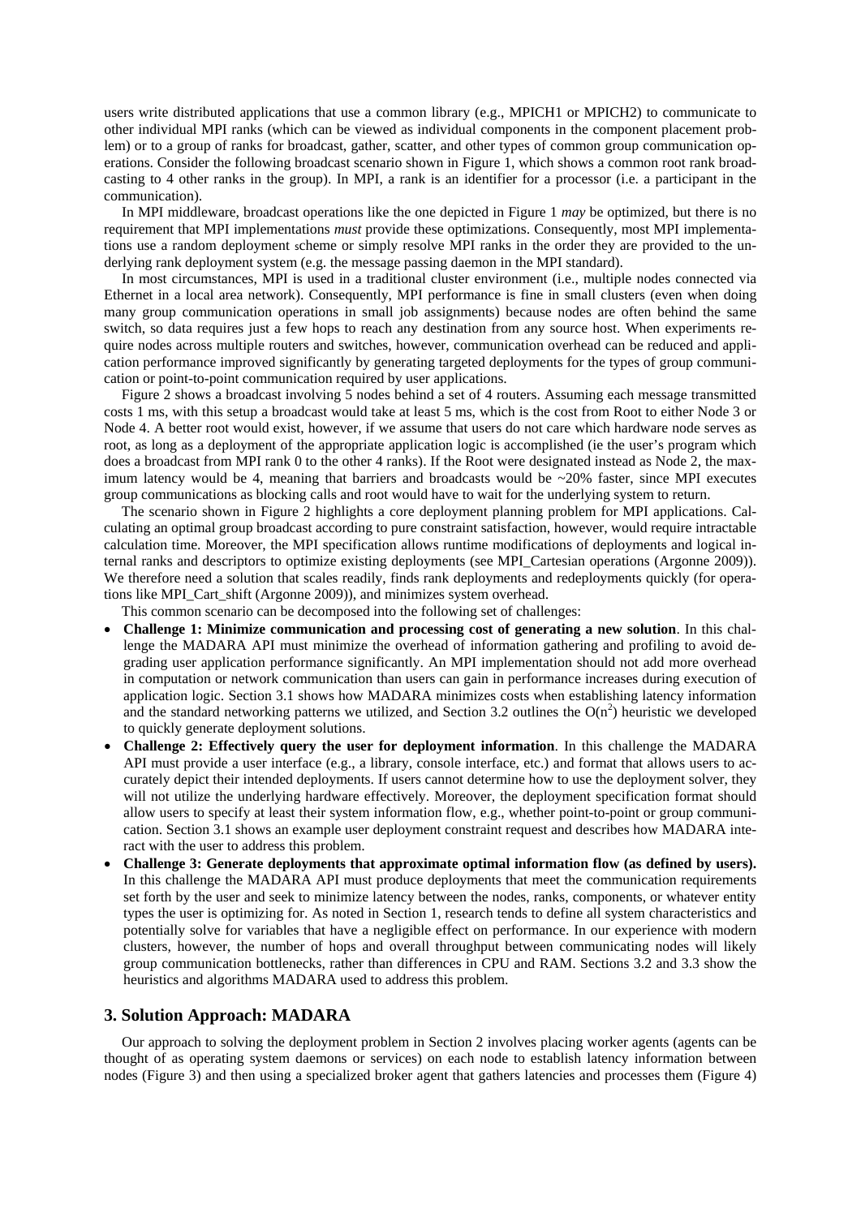users write distributed applications that use a common library (e.g., MPICH1 or MPICH2) to communicate to other individual MPI ranks (which can be viewed as individual components in the component placement problem) or to a group of ranks for broadcast, gather, scatter, and other types of common group communication operations. Consider the following broadcast scenario shown in Figure 1, which shows a common root rank broadcasting to 4 other ranks in the group). In MPI, a rank is an identifier for a processor (i.e. a participant in the communication).

In MPI middleware, broadcast operations like the one depicted in Figure 1 *may* be optimized, but there is no requirement that MPI implementations *must* provide these optimizations. Consequently, most MPI implementations use a random deployment scheme or simply resolve MPI ranks in the order they are provided to the underlying rank deployment system (e.g. the message passing daemon in the MPI standard).

In most circumstances, MPI is used in a traditional cluster environment (i.e., multiple nodes connected via Ethernet in a local area network). Consequently, MPI performance is fine in small clusters (even when doing many group communication operations in small job assignments) because nodes are often behind the same switch, so data requires just a few hops to reach any destination from any source host. When experiments require nodes across multiple routers and switches, however, communication overhead can be reduced and application performance improved significantly by generating targeted deployments for the types of group communication or point-to-point communication required by user applications.

Figure 2 shows a broadcast involving 5 nodes behind a set of 4 routers. Assuming each message transmitted costs 1 ms, with this setup a broadcast would take at least 5 ms, which is the cost from Root to either Node 3 or Node 4. A better root would exist, however, if we assume that users do not care which hardware node serves as root, as long as a deployment of the appropriate application logic is accomplished (ie the user's program which does a broadcast from MPI rank 0 to the other 4 ranks). If the Root were designated instead as Node 2, the maximum latency would be 4, meaning that barriers and broadcasts would be ~20% faster, since MPI executes group communications as blocking calls and root would have to wait for the underlying system to return.

The scenario shown in Figure 2 highlights a core deployment planning problem for MPI applications. Calculating an optimal group broadcast according to pure constraint satisfaction, however, would require intractable calculation time. Moreover, the MPI specification allows runtime modifications of deployments and logical internal ranks and descriptors to optimize existing deployments (see MPI_Cartesian operations (Argonne 2009)). We therefore need a solution that scales readily, finds rank deployments and redeployments quickly (for operations like MPI_Cart_shift (Argonne 2009)), and minimizes system overhead.

This common scenario can be decomposed into the following set of challenges:

- **Challenge 1: Minimize communication and processing cost of generating a new solution**. In this challenge the MADARA API must minimize the overhead of information gathering and profiling to avoid degrading user application performance significantly. An MPI implementation should not add more overhead in computation or network communication than users can gain in performance increases during execution of application logic. Section 3.1 shows how MADARA minimizes costs when establishing latency information and the standard networking patterns we utilized, and Section 3.2 outlines the $O(n^2)$ heuristic we developed to quickly generate deployment solutions.
- **Challenge 2: Effectively query the user for deployment information**. In this challenge the MADARA API must provide a user interface (e.g., a library, console interface, etc.) and format that allows users to accurately depict their intended deployments. If users cannot determine how to use the deployment solver, they will not utilize the underlying hardware effectively. Moreover, the deployment specification format should allow users to specify at least their system information flow, e.g., whether point-to-point or group communication. Section 3.1 shows an example user deployment constraint request and describes how MADARA interact with the user to address this problem.
- **Challenge 3: Generate deployments that approximate optimal information flow (as defined by users).** In this challenge the MADARA API must produce deployments that meet the communication requirements set forth by the user and seek to minimize latency between the nodes, ranks, components, or whatever entity types the user is optimizing for. As noted in Section 1, research tends to define all system characteristics and potentially solve for variables that have a negligible effect on performance. In our experience with modern clusters, however, the number of hops and overall throughput between communicating nodes will likely group communication bottlenecks, rather than differences in CPU and RAM. Sections 3.2 and 3.3 show the heuristics and algorithms MADARA used to address this problem.

## 3. Solution Approach: MADARA

Our approach to solving the deployment problem in Section 2 involves placing worker agents (agents can be thought of as operating system daemons or services) on each node to establish latency information between nodes (Figure 3) and then using a specialized broker agent that gathers latencies and processes them (Figure 4)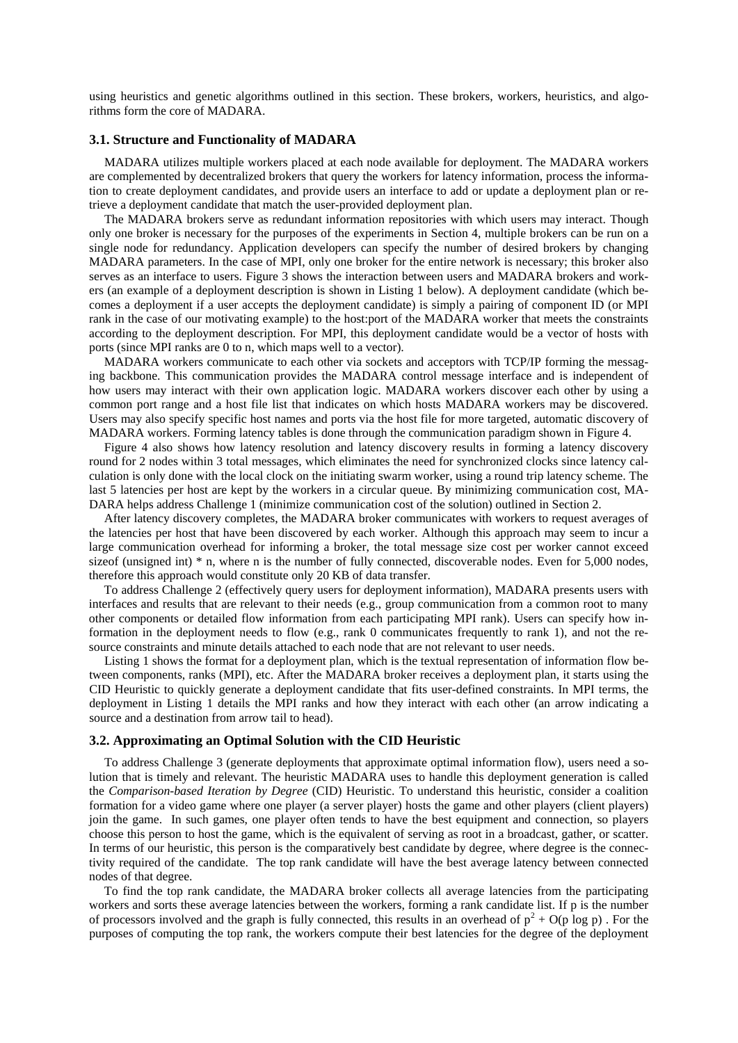using heuristics and genetic algorithms outlined in this section. These brokers, workers, heuristics, and algorithms form the core of MADARA.

### 3.1. Structure and Functionality of MADARA

MADARA utilizes multiple workers placed at each node available for deployment. The MADARA workers are complemented by decentralized brokers that query the workers for latency information, process the information to create deployment candidates, and provide users an interface to add or update a deployment plan or retrieve a deployment candidate that match the user-provided deployment plan.

The MADARA brokers serve as redundant information repositories with which users may interact. Though only one broker is necessary for the purposes of the experiments in Section 4, multiple brokers can be run on a single node for redundancy. Application developers can specify the number of desired brokers by changing MADARA parameters. In the case of MPI, only one broker for the entire network is necessary; this broker also serves as an interface to users. Figure 3 shows the interaction between users and MADARA brokers and workers (an example of a deployment description is shown in Listing 1 below). A deployment candidate (which becomes a deployment if a user accepts the deployment candidate) is simply a pairing of component ID (or MPI rank in the case of our motivating example) to the host:port of the MADARA worker that meets the constraints according to the deployment description. For MPI, this deployment candidate would be a vector of hosts with ports (since MPI ranks are 0 to n, which maps well to a vector).

MADARA workers communicate to each other via sockets and acceptors with TCP/IP forming the messaging backbone. This communication provides the MADARA control message interface and is independent of how users may interact with their own application logic. MADARA workers discover each other by using a common port range and a host file list that indicates on which hosts MADARA workers may be discovered. Users may also specify specific host names and ports via the host file for more targeted, automatic discovery of MADARA workers. Forming latency tables is done through the communication paradigm shown in Figure 4.

Figure 4 also shows how latency resolution and latency discovery results in forming a latency discovery round for 2 nodes within 3 total messages, which eliminates the need for synchronized clocks since latency calculation is only done with the local clock on the initiating swarm worker, using a round trip latency scheme. The last 5 latencies per host are kept by the workers in a circular queue. By minimizing communication cost, MADARA helps address Challenge 1 (minimize communication cost of the solution) outlined in Section 2.

After latency discovery completes, the MADARA broker communicates with workers to request averages of the latencies per host that have been discovered by each worker. Although this approach may seem to incur a large communication overhead for informing a broker, the total message size cost per worker cannot exceed sizeof (unsigned int) * n, where n is the number of fully connected, discoverable nodes. Even for 5,000 nodes, therefore this approach would constitute only 20 KB of data transfer.

To address Challenge 2 (effectively query users for deployment information), MADARA presents users with interfaces and results that are relevant to their needs (e.g., group communication from a common root to many other components or detailed flow information from each participating MPI rank). Users can specify how information in the deployment needs to flow (e.g., rank 0 communicates frequently to rank 1), and not the resource constraints and minute details attached to each node that are not relevant to user needs.

Listing 1 shows the format for a deployment plan, which is the textual representation of information flow between components, ranks (MPI), etc. After the MADARA broker receives a deployment plan, it starts using the CID Heuristic to quickly generate a deployment candidate that fits user-defined constraints. In MPI terms, the deployment in Listing 1 details the MPI ranks and how they interact with each other (an arrow indicating a source and a destination from arrow tail to head).

### 3.2. Approximating an Optimal Solution with the CID Heuristic

To address Challenge 3 (generate deployments that approximate optimal information flow), users need a solution that is timely and relevant. The heuristic MADARA uses to handle this deployment generation is called the *Comparison-based Iteration by Degree* (CID) Heuristic. To understand this heuristic, consider a coalition formation for a video game where one player (a server player) hosts the game and other players (client players) join the game. In such games, one player often tends to have the best equipment and connection, so players choose this person to host the game, which is the equivalent of serving as root in a broadcast, gather, or scatter. In terms of our heuristic, this person is the comparatively best candidate by degree, where degree is the connectivity required of the candidate. The top rank candidate will have the best average latency between connected nodes of that degree.

To find the top rank candidate, the MADARA broker collects all average latencies from the participating workers and sorts these average latencies between the workers, forming a rank candidate list. If p is the number of processors involved and the graph is fully connected, this results in an overhead of $p^2 + O(p \log p)$. For the purposes of computing the top rank, the workers compute their best latencies for the degree of the deployment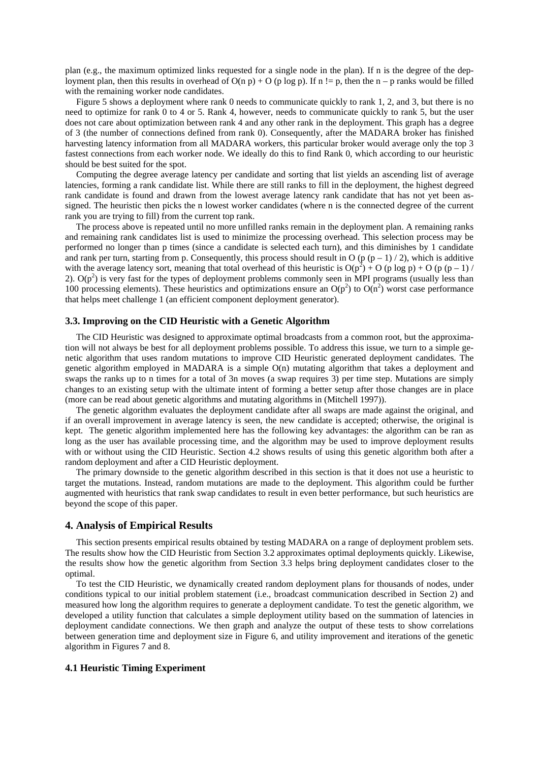plan (e.g., the maximum optimized links requested for a single node in the plan). If n is the degree of the deployment plan, then this results in overhead of $O(n\ p) + O(p \log p)$. If n != p, then the n – p ranks would be filled with the remaining worker node candidates.

Figure 5 shows a deployment where rank 0 needs to communicate quickly to rank 1, 2, and 3, but there is no need to optimize for rank 0 to 4 or 5. Rank 4, however, needs to communicate quickly to rank 5, but the user does not care about optimization between rank 4 and any other rank in the deployment. This graph has a degree of 3 (the number of connections defined from rank 0). Consequently, after the MADARA broker has finished harvesting latency information from all MADARA workers, this particular broker would average only the top 3 fastest connections from each worker node. We ideally do this to find Rank 0, which according to our heuristic should be best suited for the spot.

Computing the degree average latency per candidate and sorting that list yields an ascending list of average latencies, forming a rank candidate list. While there are still ranks to fill in the deployment, the highest degreed rank candidate is found and drawn from the lowest average latency rank candidate that has not yet been assigned. The heuristic then picks the n lowest worker candidates (where n is the connected degree of the current rank you are trying to fill) from the current top rank.

The process above is repeated until no more unfilled ranks remain in the deployment plan. A remaining ranks and remaining rank candidates list is used to minimize the processing overhead. This selection process may be performed no longer than p times (since a candidate is selected each turn), and this diminishes by 1 candidate and rank per turn, starting from p. Consequently, this process should result in $O(p(p-1)/2)$, which is additive with the average latency sort, meaning that total overhead of this heuristic is $O(p^2) + O(p \log p) + O(p(p-1)/2)$. $O(p^2)$ is very fast for the types of deployment problems commonly seen in MPI programs (usually less than 100 processing elements). These heuristics and optimizations ensure an $O(p^2)$ to $O(n^2)$ worst case performance that helps meet challenge 1 (an efficient component deployment generator).

### 3.3. Improving on the CID Heuristic with a Genetic Algorithm

The CID Heuristic was designed to approximate optimal broadcasts from a common root, but the approximation will not always be best for all deployment problems possible. To address this issue, we turn to a simple genetic algorithm that uses random mutations to improve CID Heuristic generated deployment candidates. The genetic algorithm employed in MADARA is a simple $O(n)$ mutating algorithm that takes a deployment and swaps the ranks up to n times for a total of 3n moves (a swap requires 3) per time step. Mutations are simply changes to an existing setup with the ultimate intent of forming a better setup after those changes are in place (more can be read about genetic algorithms and mutating algorithms in (Mitchell 1997)).

The genetic algorithm evaluates the deployment candidate after all swaps are made against the original, and if an overall improvement in average latency is seen, the new candidate is accepted; otherwise, the original is kept. The genetic algorithm implemented here has the following key advantages: the algorithm can be ran as long as the user has available processing time, and the algorithm may be used to improve deployment results with or without using the CID Heuristic. Section 4.2 shows results of using this genetic algorithm both after a random deployment and after a CID Heuristic deployment.

The primary downside to the genetic algorithm described in this section is that it does not use a heuristic to target the mutations. Instead, random mutations are made to the deployment. This algorithm could be further augmented with heuristics that rank swap candidates to result in even better performance, but such heuristics are beyond the scope of this paper.

## 4. Analysis of Empirical Results

This section presents empirical results obtained by testing MADARA on a range of deployment problem sets. The results show how the CID Heuristic from Section 3.2 approximates optimal deployments quickly. Likewise, the results show how the genetic algorithm from Section 3.3 helps bring deployment candidates closer to the optimal.

To test the CID Heuristic, we dynamically created random deployment plans for thousands of nodes, under conditions typical to our initial problem statement (i.e., broadcast communication described in Section 2) and measured how long the algorithm requires to generate a deployment candidate. To test the genetic algorithm, we developed a utility function that calculates a simple deployment utility based on the summation of latencies in deployment candidate connections. We then graph and analyze the output of these tests to show correlations between generation time and deployment size in Figure 6, and utility improvement and iterations of the genetic algorithm in Figures 7 and 8.

### 4.1 Heuristic Timing Experiment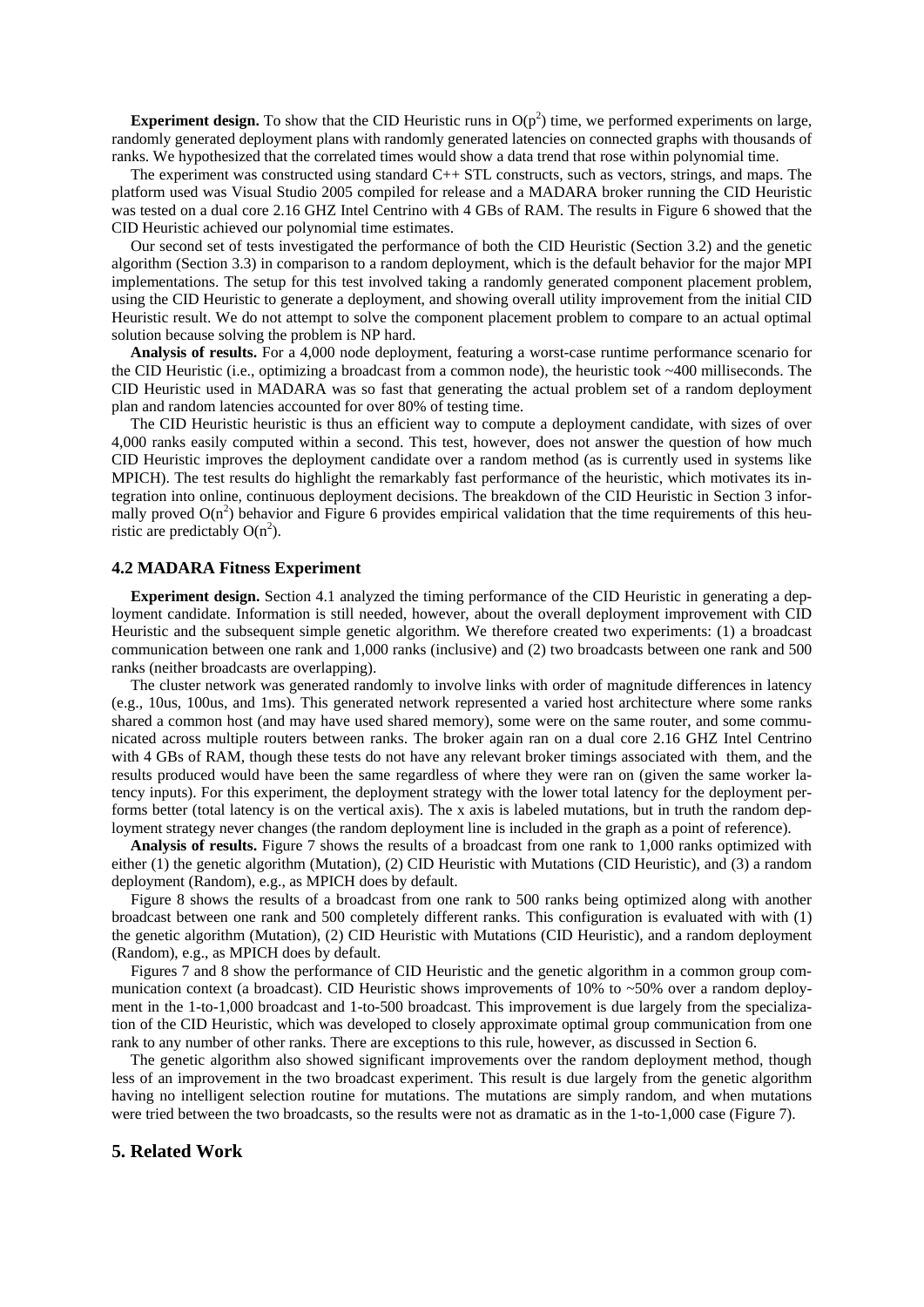**Experiment design.** To show that the CID Heuristic runs in $O(p^2)$ time, we performed experiments on large, randomly generated deployment plans with randomly generated latencies on connected graphs with thousands of ranks. We hypothesized that the correlated times would show a data trend that rose within polynomial time.

The experiment was constructed using standard C++ STL constructs, such as vectors, strings, and maps. The platform used was Visual Studio 2005 compiled for release and a MADARA broker running the CID Heuristic was tested on a dual core 2.16 GHZ Intel Centrino with 4 GBs of RAM. The results in Figure 6 showed that the CID Heuristic achieved our polynomial time estimates.

Our second set of tests investigated the performance of both the CID Heuristic (Section 3.2) and the genetic algorithm (Section 3.3) in comparison to a random deployment, which is the default behavior for the major MPI implementations. The setup for this test involved taking a randomly generated component placement problem, using the CID Heuristic to generate a deployment, and showing overall utility improvement from the initial CID Heuristic result. We do not attempt to solve the component placement problem to compare to an actual optimal solution because solving the problem is NP hard.

**Analysis of results.** For a 4,000 node deployment, featuring a worst-case runtime performance scenario for the CID Heuristic (i.e., optimizing a broadcast from a common node), the heuristic took ~400 milliseconds. The CID Heuristic used in MADARA was so fast that generating the actual problem set of a random deployment plan and random latencies accounted for over 80% of testing time.

The CID Heuristic heuristic is thus an efficient way to compute a deployment candidate, with sizes of over 4,000 ranks easily computed within a second. This test, however, does not answer the question of how much CID Heuristic improves the deployment candidate over a random method (as is currently used in systems like MPICH). The test results do highlight the remarkably fast performance of the heuristic, which motivates its integration into online, continuous deployment decisions. The breakdown of the CID Heuristic in Section 3 informally proved $O(n^2)$ behavior and Figure 6 provides empirical validation that the time requirements of this heuristic are predictably $O(n^2)$.

### 4.2 MADARA Fitness Experiment

**Experiment design.** Section 4.1 analyzed the timing performance of the CID Heuristic in generating a deployment candidate. Information is still needed, however, about the overall deployment improvement with CID Heuristic and the subsequent simple genetic algorithm. We therefore created two experiments: (1) a broadcast communication between one rank and 1,000 ranks (inclusive) and (2) two broadcasts between one rank and 500 ranks (neither broadcasts are overlapping).

The cluster network was generated randomly to involve links with order of magnitude differences in latency (e.g., 10us, 100us, and 1ms). This generated network represented a varied host architecture where some ranks shared a common host (and may have used shared memory), some were on the same router, and some communicated across multiple routers between ranks. The broker again ran on a dual core 2.16 GHZ Intel Centrino with 4 GBs of RAM, though these tests do not have any relevant broker timings associated with them, and the results produced would have been the same regardless of where they were ran on (given the same worker latency inputs). For this experiment, the deployment strategy with the lower total latency for the deployment performs better (total latency is on the vertical axis). The x axis is labeled mutations, but in truth the random deployment strategy never changes (the random deployment line is included in the graph as a point of reference).

**Analysis of results.** Figure 7 shows the results of a broadcast from one rank to 1,000 ranks optimized with either (1) the genetic algorithm (Mutation), (2) CID Heuristic with Mutations (CID Heuristic), and (3) a random deployment (Random), e.g., as MPICH does by default.

Figure 8 shows the results of a broadcast from one rank to 500 ranks being optimized along with another broadcast between one rank and 500 completely different ranks. This configuration is evaluated with with (1) the genetic algorithm (Mutation), (2) CID Heuristic with Mutations (CID Heuristic), and a random deployment (Random), e.g., as MPICH does by default.

Figures 7 and 8 show the performance of CID Heuristic and the genetic algorithm in a common group communication context (a broadcast). CID Heuristic shows improvements of 10% to ~50% over a random deployment in the 1-to-1,000 broadcast and 1-to-500 broadcast. This improvement is due largely from the specialization of the CID Heuristic, which was developed to closely approximate optimal group communication from one rank to any number of other ranks. There are exceptions to this rule, however, as discussed in Section 6.

The genetic algorithm also showed significant improvements over the random deployment method, though less of an improvement in the two broadcast experiment. This result is due largely from the genetic algorithm having no intelligent selection routine for mutations. The mutations are simply random, and when mutations were tried between the two broadcasts, so the results were not as dramatic as in the 1-to-1,000 case (Figure 7).

## 5. Related Work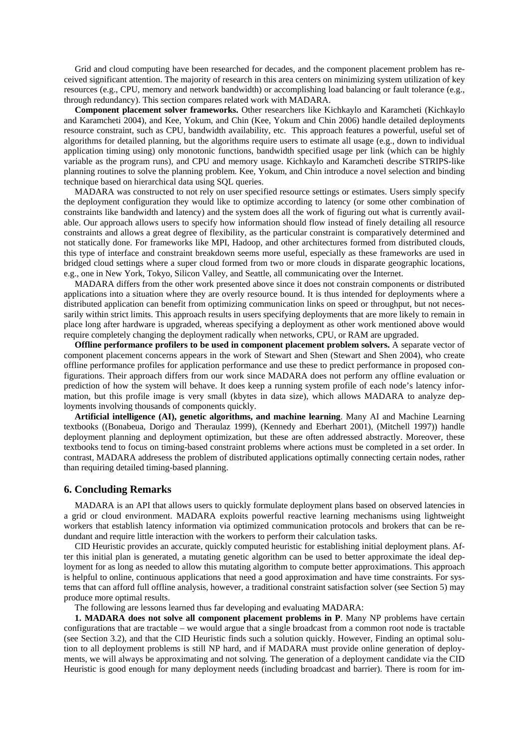Grid and cloud computing have been researched for decades, and the component placement problem has received significant attention. The majority of research in this area centers on minimizing system utilization of key resources (e.g., CPU, memory and network bandwidth) or accomplishing load balancing or fault tolerance (e.g., through redundancy). This section compares related work with MADARA.

**Component placement solver frameworks.** Other researchers like Kichkaylo and Karamcheti (Kichkaylo and Karamcheti 2004), and Kee, Yokum, and Chin (Kee, Yokum and Chin 2006) handle detailed deployments resource constraint, such as CPU, bandwidth availability, etc. This approach features a powerful, useful set of algorithms for detailed planning, but the algorithms require users to estimate all usage (e.g., down to individual application timing using) only monotonic functions, bandwidth specified usage per link (which can be highly variable as the program runs), and CPU and memory usage. Kichkaylo and Karamcheti describe STRIPS-like planning routines to solve the planning problem. Kee, Yokum, and Chin introduce a novel selection and binding technique based on hierarchical data using SQL queries.

MADARA was constructed to not rely on user specified resource settings or estimates. Users simply specify the deployment configuration they would like to optimize according to latency (or some other combination of constraints like bandwidth and latency) and the system does all the work of figuring out what is currently available. Our approach allows users to specify how information should flow instead of finely detailing all resource constraints and allows a great degree of flexibility, as the particular constraint is comparatively determined and not statically done. For frameworks like MPI, Hadoop, and other architectures formed from distributed clouds, this type of interface and constraint breakdown seems more useful, especially as these frameworks are used in bridged cloud settings where a super cloud formed from two or more clouds in disparate geographic locations, e.g., one in New York, Tokyo, Silicon Valley, and Seattle, all communicating over the Internet.

MADARA differs from the other work presented above since it does not constrain components or distributed applications into a situation where they are overly resource bound. It is thus intended for deployments where a distributed application can benefit from optimizing communication links on speed or throughput, but not necessarily within strict limits. This approach results in users specifying deployments that are more likely to remain in place long after hardware is upgraded, whereas specifying a deployment as other work mentioned above would require completely changing the deployment radically when networks, CPU, or RAM are upgraded.

**Offline performance profilers to be used in component placement problem solvers.** A separate vector of component placement concerns appears in the work of Stewart and Shen (Stewart and Shen 2004), who create offline performance profiles for application performance and use these to predict performance in proposed configurations. Their approach differs from our work since MADARA does not perform any offline evaluation or prediction of how the system will behave. It does keep a running system profile of each node's latency information, but this profile image is very small (kbytes in data size), which allows MADARA to analyze deployments involving thousands of components quickly.

**Artificial intelligence (AI), genetic algorithms, and machine learning**. Many AI and Machine Learning textbooks ((Bonabeua, Dorigo and Theraulaz 1999), (Kennedy and Eberhart 2001), (Mitchell 1997)) handle deployment planning and deployment optimization, but these are often addressed abstractly. Moreover, these textbooks tend to focus on timing-based constraint problems where actions must be completed in a set order. In contrast, MADARA addresess the problem of distributed applications optimally connecting certain nodes, rather than requiring detailed timing-based planning.

## 6. Concluding Remarks

MADARA is an API that allows users to quickly formulate deployment plans based on observed latencies in a grid or cloud environment. MADARA exploits powerful reactive learning mechanisms using lightweight workers that establish latency information via optimized communication protocols and brokers that can be redundant and require little interaction with the workers to perform their calculation tasks.

CID Heuristic provides an accurate, quickly computed heuristic for establishing initial deployment plans. After this initial plan is generated, a mutating genetic algorithm can be used to better approximate the ideal deployment for as long as needed to allow this mutating algorithm to compute better approximations. This approach is helpful to online, continuous applications that need a good approximation and have time constraints. For systems that can afford full offline analysis, however, a traditional constraint satisfaction solver (see Section 5) may produce more optimal results.

The following are lessons learned thus far developing and evaluating MADARA:

**1. MADARA does not solve all component placement problems in P**. Many NP problems have certain configurations that are tractable – we would argue that a single broadcast from a common root node is tractable (see Section 3.2), and that the CID Heuristic finds such a solution quickly. However, Finding an optimal solution to all deployment problems is still NP hard, and if MADARA must provide online generation of deployments, we will always be approximating and not solving. The generation of a deployment candidate via the CID Heuristic is good enough for many deployment needs (including broadcast and barrier). There is room for im-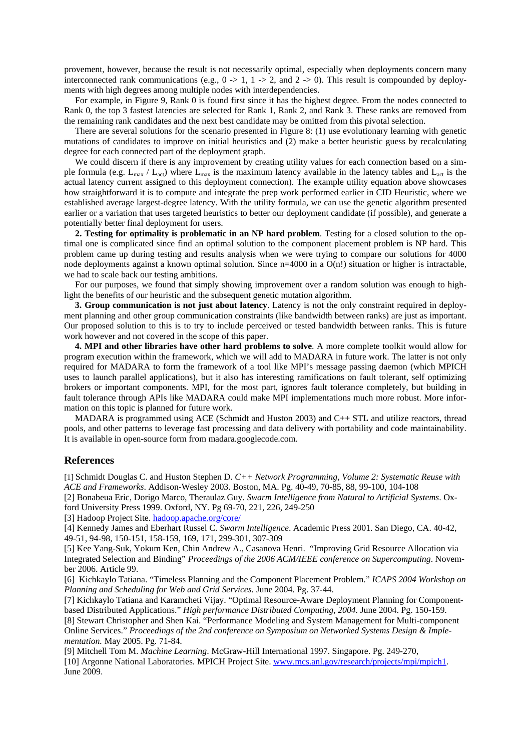provement, however, because the result is not necessarily optimal, especially when deployments concern many interconnected rank communications (e.g., 0 -> 1, 1 -> 2, and 2 -> 0). This result is compounded by deployments with high degrees among multiple nodes with interdependencies.

For example, in Figure 9, Rank 0 is found first since it has the highest degree. From the nodes connected to Rank 0, the top 3 fastest latencies are selected for Rank 1, Rank 2, and Rank 3. These ranks are removed from the remaining rank candidates and the next best candidate may be omitted from this pivotal selection.

There are several solutions for the scenario presented in Figure 8: (1) use evolutionary learning with genetic mutations of candidates to improve on initial heuristics and (2) make a better heuristic guess by recalculating degree for each connected part of the deployment graph.

We could discern if there is any improvement by creating utility values for each connection based on a simple formula (e.g. $L_{max} / L_{act}$) where $L_{max}$ is the maximum latency available in the latency tables and $L_{act}$ is the actual latency current assigned to this deployment connection). The example utility equation above showcases how straightforward it is to compute and integrate the prep work performed earlier in CID Heuristic, where we established average largest-degree latency. With the utility formula, we can use the genetic algorithm presented earlier or a variation that uses targeted heuristics to better our deployment candidate (if possible), and generate a potentially better final deployment for users.

**2. Testing for optimality is problematic in an NP hard problem**. Testing for a closed solution to the optimal one is complicated since find an optimal solution to the component placement problem is NP hard. This problem came up during testing and results analysis when we were trying to compare our solutions for 4000 node deployments against a known optimal solution. Since n=4000 in a O(n!) situation or higher is intractable, we had to scale back our testing ambitions.

For our purposes, we found that simply showing improvement over a random solution was enough to highlight the benefits of our heuristic and the subsequent genetic mutation algorithm.

**3. Group communication is not just about latency**. Latency is not the only constraint required in deployment planning and other group communication constraints (like bandwidth between ranks) are just as important. Our proposed solution to this is to try to include perceived or tested bandwidth between ranks. This is future work however and not covered in the scope of this paper.

**4. MPI and other libraries have other hard problems to solve**. A more complete toolkit would allow for program execution within the framework, which we will add to MADARA in future work. The latter is not only required for MADARA to form the framework of a tool like MPI's message passing daemon (which MPICH uses to launch parallel applications), but it also has interesting ramifications on fault tolerant, self optimizing brokers or important components. MPI, for the most part, ignores fault tolerance completely, but building in fault tolerance through APIs like MADARA could make MPI implementations much more robust. More information on this topic is planned for future work.

MADARA is programmed using ACE (Schmidt and Huston 2003) and C++ STL and utilize reactors, thread pools, and other patterns to leverage fast processing and data delivery with portability and code maintainability. It is available in open-source form from madara.googlecode.com.

## References

[1] Schmidt Douglas C. and Huston Stephen D. *C++ Network Programming, Volume 2: Systematic Reuse with ACE and Frameworks*. Addison-Wesley 2003. Boston, MA. Pg. 40-49, 70-85, 88, 99-100, 104-108

[2] Bonabeua Eric, Dorigo Marco, Theraulaz Guy. *Swarm Intelligence from Natural to Artificial Systems*. Oxford University Press 1999. Oxford, NY. Pg 69-70, 221, 226, 249-250

[3] Hadoop Project Site. hadoop.apache.org/core/

[4] Kennedy James and Eberhart Russel C. *Swarm Intelligence*. Academic Press 2001. San Diego, CA. 40-42, 49-51, 94-98, 150-151, 158-159, 169, 171, 299-301, 307-309

[5] Kee Yang-Suk, Yokum Ken, Chin Andrew A., Casanova Henri. "Improving Grid Resource Allocation via Integrated Selection and Binding" *Proceedings of the 2006 ACM/IEEE conference on Supercomputing*. November 2006. Article 99.

[6] Kichkaylo Tatiana. "Timeless Planning and the Component Placement Problem." *ICAPS 2004 Workshop on Planning and Scheduling for Web and Grid Services.* June 2004. Pg. 37-44.

[7] Kichkaylo Tatiana and Karamcheti Vijay. "Optimal Resource-Aware Deployment Planning for Component-based Distributed Applications." *High performance Distributed Computing, 2004.* June 2004. Pg. 150-159.

[8] Stewart Christopher and Shen Kai. "Performance Modeling and System Management for Multi-component Online Services." *Proceedings of the 2nd conference on Symposium on Networked Systems Design & Implementation.* May 2005. Pg. 71-84.

[9] Mitchell Tom M. *Machine Learning*. McGraw-Hill International 1997. Singapore. Pg. 249-270,

[10] Argonne National Laboratories. MPICH Project Site. www.mcs.anl.gov/research/projects/mpi/mpich1. June 2009.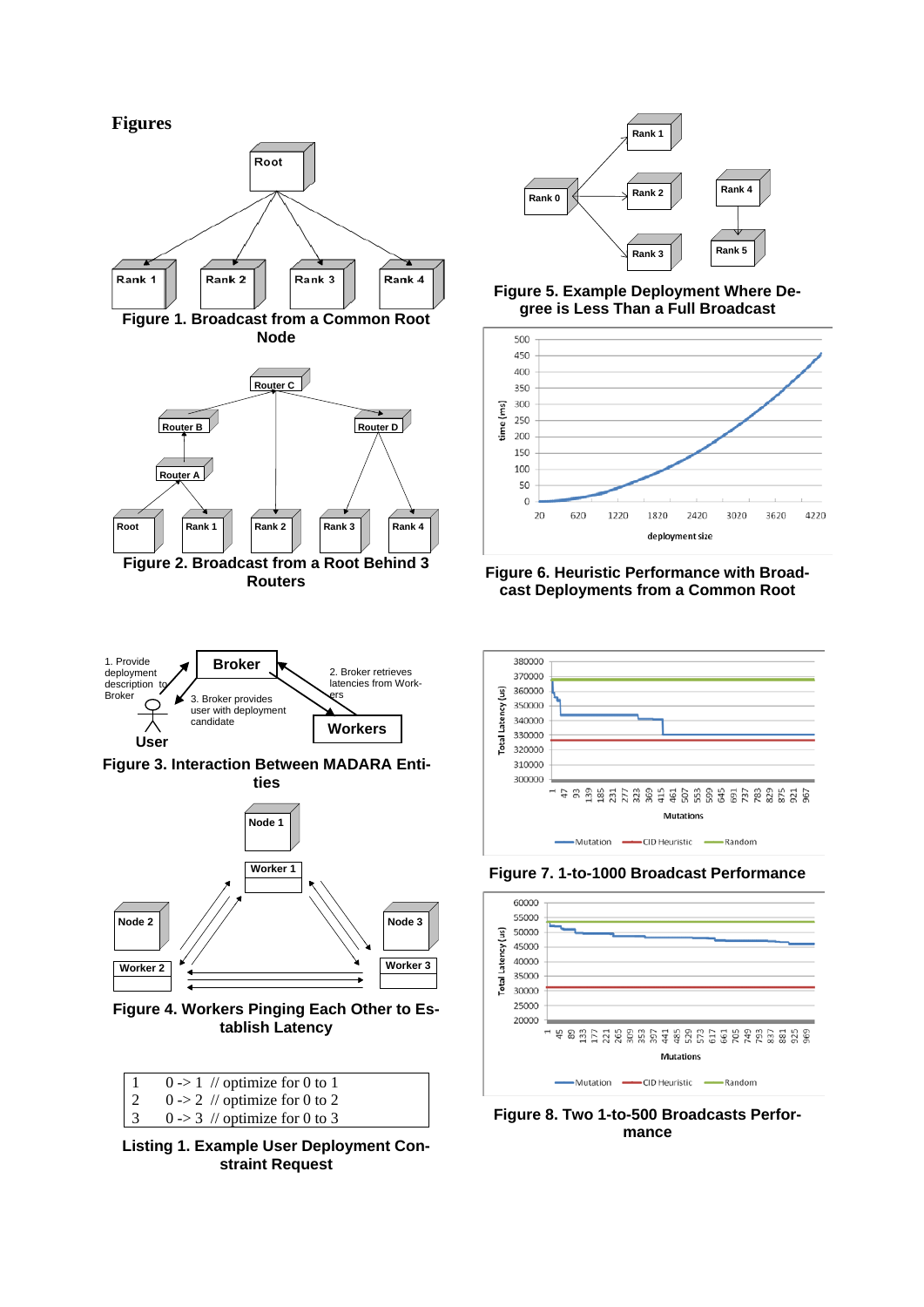## Figures

Figure 1. Broadcast from a Common Root Node

Figure 2. Broadcast from a Root Behind 3 Routers

Figure 3. Interaction Between MADARA Entities

Figure 4. Workers Pinging Each Other to Establish Latency

```
1    0 -> 1  // optimize for 0 to 1
2    0 -> 2  // optimize for 0 to 2
3    0 -> 3  // optimize for 0 to 3
```

Listing 1. Example User Deployment Constraint Request

Figure 5. Example Deployment Where Degree is Less Than a Full Broadcast

Figure 6. Heuristic Performance with Broadcast Deployments from a Common Root

Figure 7. 1-to-1000 Broadcast Performance

Figure 8. Two 1-to-500 Broadcasts Performance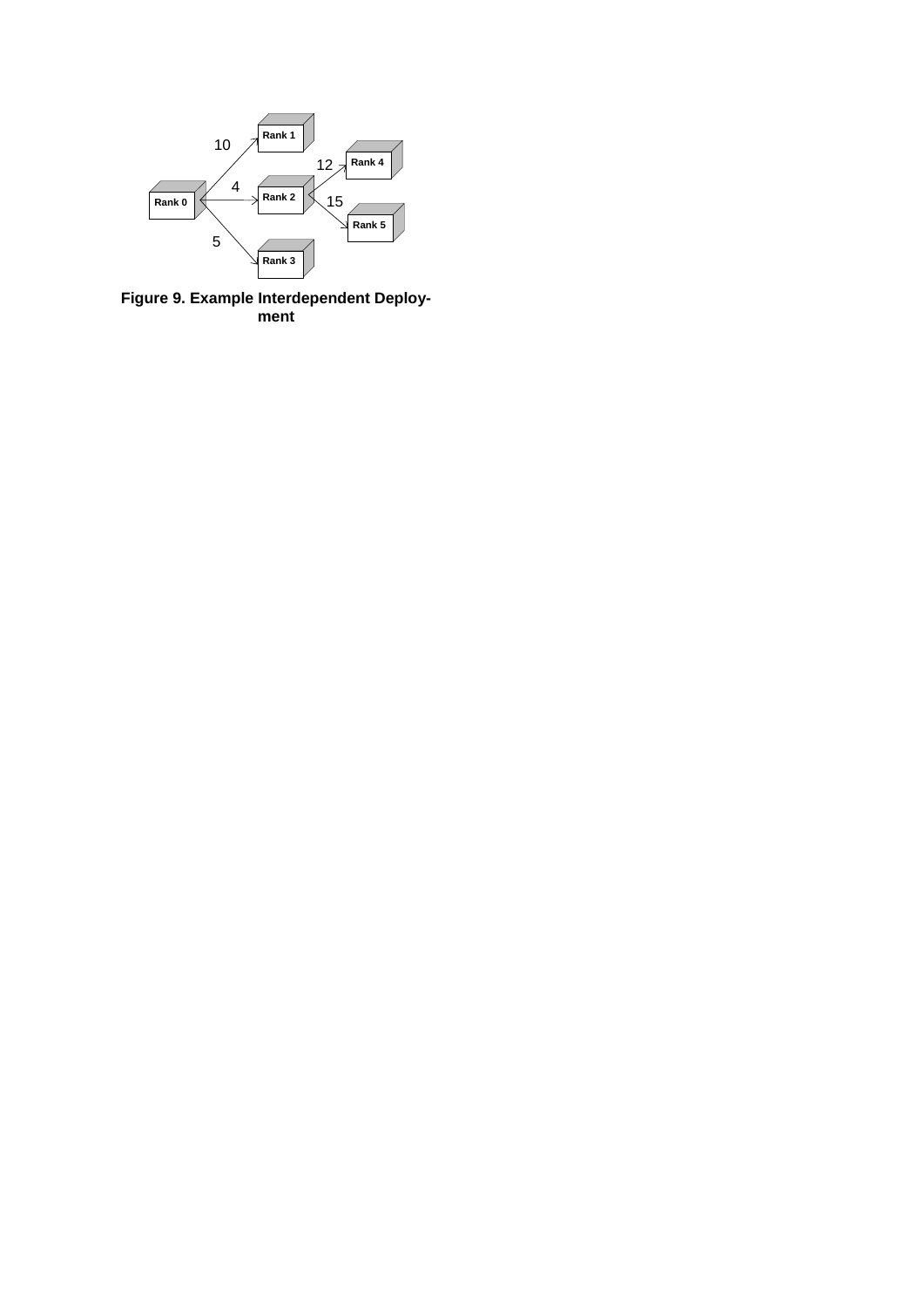10

Rank 1

12

Rank 4

4

Rank 0

Rank 2

15

Rank 5

5

Rank 3

**Figure 9. Example Interdependent Deployment**